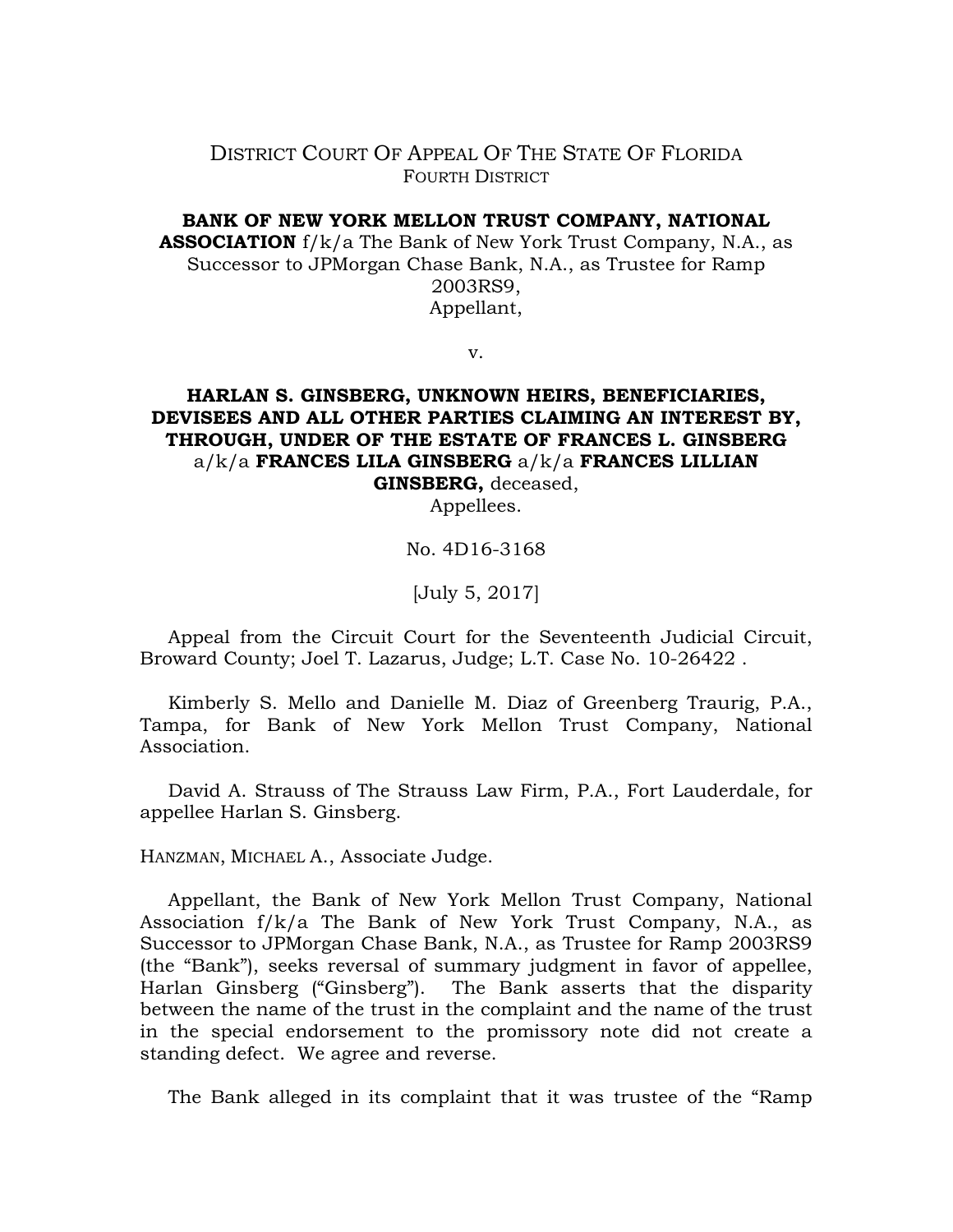DISTRICT COURT OF APPEAL OF THE STATE OF FLORIDA
FOURTH DISTRICT

**BANK OF NEW YORK MELLON TRUST COMPANY, NATIONAL ASSOCIATION** f/k/a The Bank of New York Trust Company, N.A., as Successor to JPMorgan Chase Bank, N.A., as Trustee for Ramp 2003RS9,
Appellant,

v.

**HARLAN S. GINSBERG, UNKNOWN HEIRS, BENEFICIARIES, DEVISEES AND ALL OTHER PARTIES CLAIMING AN INTEREST BY, THROUGH, UNDER OF THE ESTATE OF FRANCES L. GINSBERG** a/k/a **FRANCES LILA GINSBERG** a/k/a **FRANCES LILLIAN GINSBERG,** deceased,
Appellees.

No. 4D16-3168

[July 5, 2017]

Appeal from the Circuit Court for the Seventeenth Judicial Circuit, Broward County; Joel T. Lazarus, Judge; L.T. Case No. 10-26422 .

Kimberly S. Mello and Danielle M. Diaz of Greenberg Traurig, P.A., Tampa, for Bank of New York Mellon Trust Company, National Association.

David A. Strauss of The Strauss Law Firm, P.A., Fort Lauderdale, for appellee Harlan S. Ginsberg.

HANZMAN, MICHAEL A., Associate Judge.

Appellant, the Bank of New York Mellon Trust Company, National Association f/k/a The Bank of New York Trust Company, N.A., as Successor to JPMorgan Chase Bank, N.A., as Trustee for Ramp 2003RS9 (the "Bank"), seeks reversal of summary judgment in favor of appellee, Harlan Ginsberg ("Ginsberg"). The Bank asserts that the disparity between the name of the trust in the complaint and the name of the trust in the special endorsement to the promissory note did not create a standing defect. We agree and reverse.

The Bank alleged in its complaint that it was trustee of the "Ramp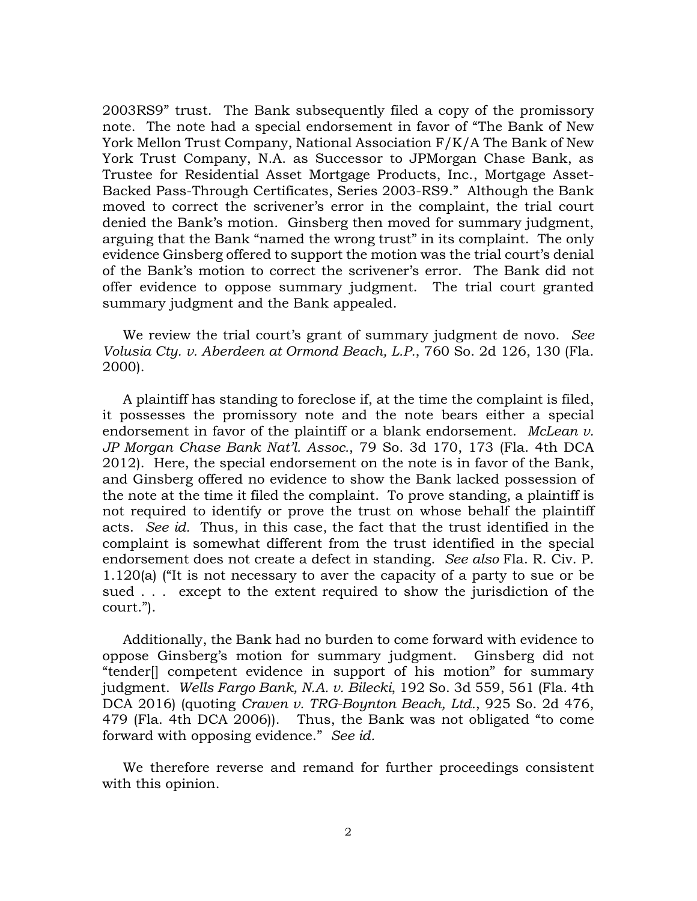2003RS9" trust. The Bank subsequently filed a copy of the promissory note. The note had a special endorsement in favor of "The Bank of New York Mellon Trust Company, National Association F/K/A The Bank of New York Trust Company, N.A. as Successor to JPMorgan Chase Bank, as Trustee for Residential Asset Mortgage Products, Inc., Mortgage Asset-Backed Pass-Through Certificates, Series 2003-RS9." Although the Bank moved to correct the scrivener's error in the complaint, the trial court denied the Bank's motion. Ginsberg then moved for summary judgment, arguing that the Bank "named the wrong trust" in its complaint. The only evidence Ginsberg offered to support the motion was the trial court's denial of the Bank's motion to correct the scrivener's error. The Bank did not offer evidence to oppose summary judgment. The trial court granted summary judgment and the Bank appealed.

We review the trial court's grant of summary judgment de novo. *See Volusia Cty. v. Aberdeen at Ormond Beach, L.P.*, 760 So. 2d 126, 130 (Fla. 2000).

A plaintiff has standing to foreclose if, at the time the complaint is filed, it possesses the promissory note and the note bears either a special endorsement in favor of the plaintiff or a blank endorsement. *McLean v. JP Morgan Chase Bank Nat'l. Assoc.*, 79 So. 3d 170, 173 (Fla. 4th DCA 2012). Here, the special endorsement on the note is in favor of the Bank, and Ginsberg offered no evidence to show the Bank lacked possession of the note at the time it filed the complaint. To prove standing, a plaintiff is not required to identify or prove the trust on whose behalf the plaintiff acts. *See id.* Thus, in this case, the fact that the trust identified in the complaint is somewhat different from the trust identified in the special endorsement does not create a defect in standing. *See also* Fla. R. Civ. P. 1.120(a) ("It is not necessary to aver the capacity of a party to sue or be sued . . . except to the extent required to show the jurisdiction of the court.").

Additionally, the Bank had no burden to come forward with evidence to oppose Ginsberg's motion for summary judgment. Ginsberg did not "tender[] competent evidence in support of his motion" for summary judgment. *Wells Fargo Bank, N.A. v. Bilecki*, 192 So. 3d 559, 561 (Fla. 4th DCA 2016) (quoting *Craven v. TRG-Boynton Beach, Ltd.*, 925 So. 2d 476, 479 (Fla. 4th DCA 2006)). Thus, the Bank was not obligated "to come forward with opposing evidence." *See id.*

We therefore reverse and remand for further proceedings consistent with this opinion.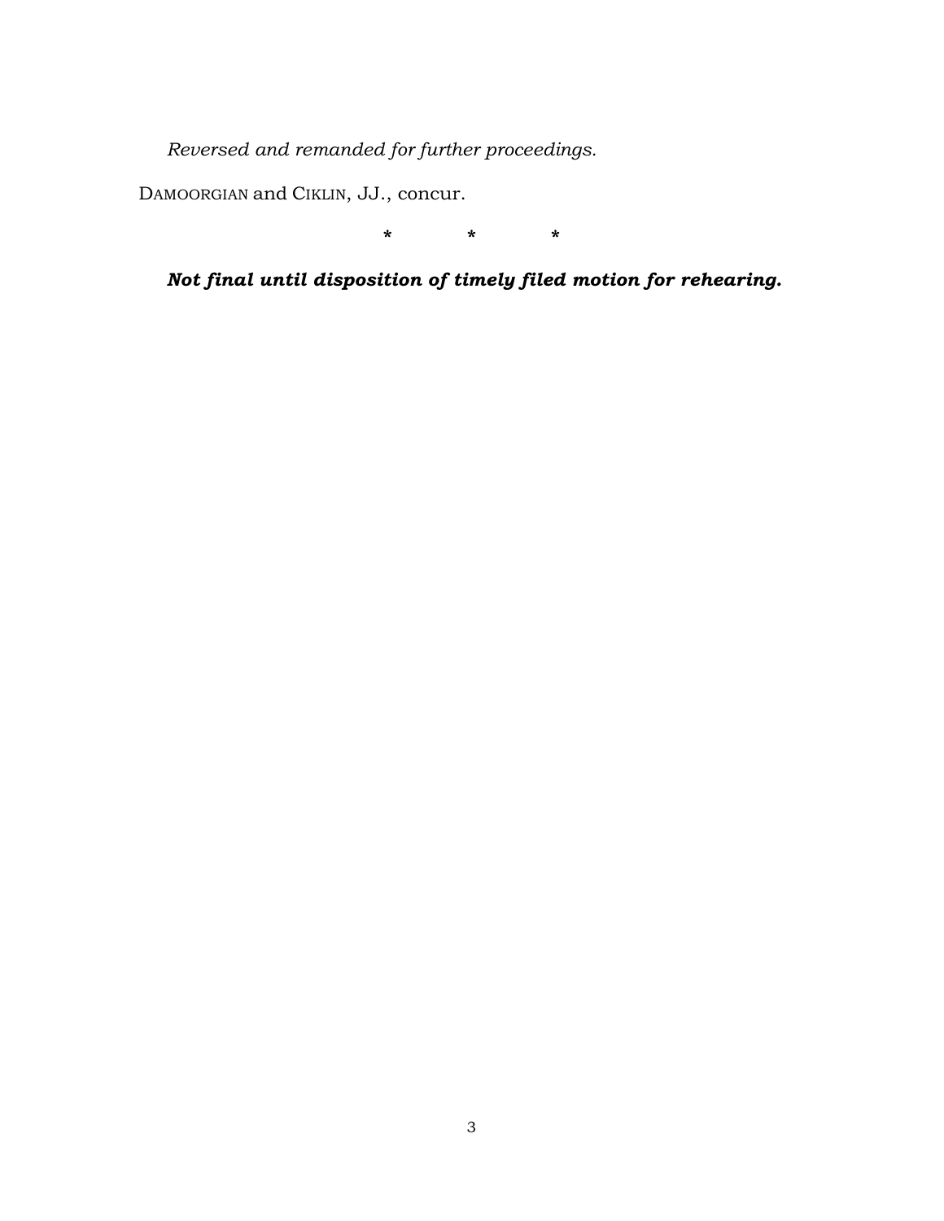*Reversed and remanded for further proceedings.*

DAMOORGIAN and CIKLIN, JJ., concur.

\*            \*            \*

***Not final until disposition of timely filed motion for rehearing.***